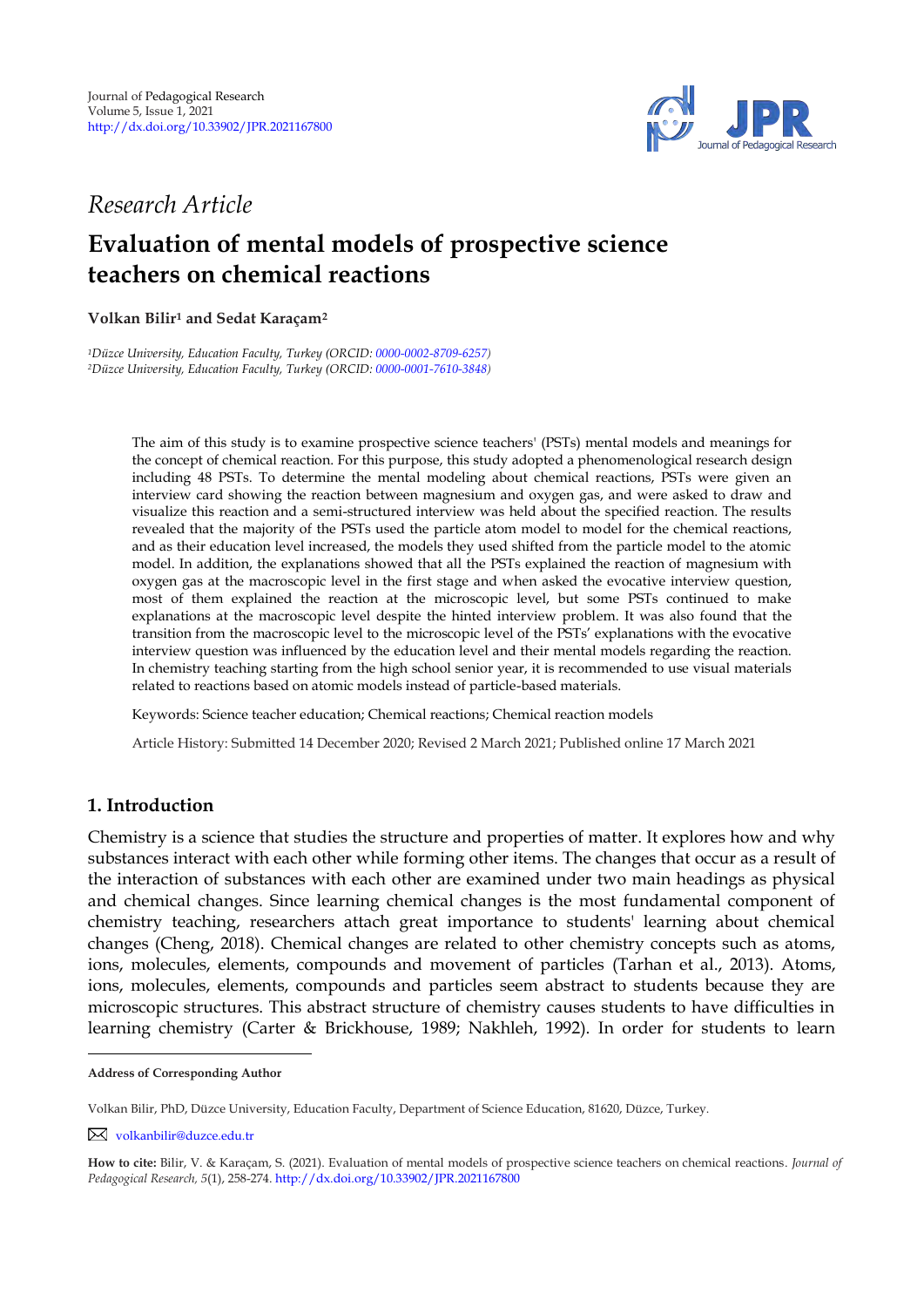Journal of Pedagogical Research
Volume 5, Issue 1, 2021
http://dx.doi.org/10.33902/JPR.2021167800

*Research Article*

# Evaluation of mental models of prospective science teachers on chemical reactions

**Volkan Bilir[1] and Sedat Karaçam[2]**

[1]*Düzce University, Education Faculty, Turkey (ORCID: 0000-0002-8709-6257)*
[2]*Düzce University, Education Faculty, Turkey (ORCID: 0000-0001-7610-3848)*

The aim of this study is to examine prospective science teachers' (PSTs) mental models and meanings for the concept of chemical reaction. For this purpose, this study adopted a phenomenological research design including 48 PSTs. To determine the mental modeling about chemical reactions, PSTs were given an interview card showing the reaction between magnesium and oxygen gas, and were asked to draw and visualize this reaction and a semi-structured interview was held about the specified reaction. The results revealed that the majority of the PSTs used the particle atom model to model for the chemical reactions, and as their education level increased, the models they used shifted from the particle model to the atomic model. In addition, the explanations showed that all the PSTs explained the reaction of magnesium with oxygen gas at the macroscopic level in the first stage and when asked the evocative interview question, most of them explained the reaction at the microscopic level, but some PSTs continued to make explanations at the macroscopic level despite the hinted interview problem. It was also found that the transition from the macroscopic level to the microscopic level of the PSTs' explanations with the evocative interview question was influenced by the education level and their mental models regarding the reaction. In chemistry teaching starting from the high school senior year, it is recommended to use visual materials related to reactions based on atomic models instead of particle-based materials.

Keywords: Science teacher education; Chemical reactions; Chemical reaction models

Article History: Submitted 14 December 2020; Revised 2 March 2021; Published online 17 March 2021

## 1. Introduction

Chemistry is a science that studies the structure and properties of matter. It explores how and why substances interact with each other while forming other items. The changes that occur as a result of the interaction of substances with each other are examined under two main headings as physical and chemical changes. Since learning chemical changes is the most fundamental component of chemistry teaching, researchers attach great importance to students' learning about chemical changes (Cheng, 2018). Chemical changes are related to other chemistry concepts such as atoms, ions, molecules, elements, compounds and movement of particles (Tarhan et al., 2013). Atoms, ions, molecules, elements, compounds and particles seem abstract to students because they are microscopic structures. This abstract structure of chemistry causes students to have difficulties in learning chemistry (Carter & Brickhouse, 1989; Nakhleh, 1992). In order for students to learn

---

**Address of Corresponding Author**

Volkan Bilir, PhD, Düzce University, Education Faculty, Department of Science Education, 81620, Düzce, Turkey.

volkanbilir@duzce.edu.tr

**How to cite:** Bilir, V. & Karaçam, S. (2021). Evaluation of mental models of prospective science teachers on chemical reactions. *Journal of Pedagogical Research, 5*(1), 258-274. http://dx.doi.org/10.33902/JPR.2021167800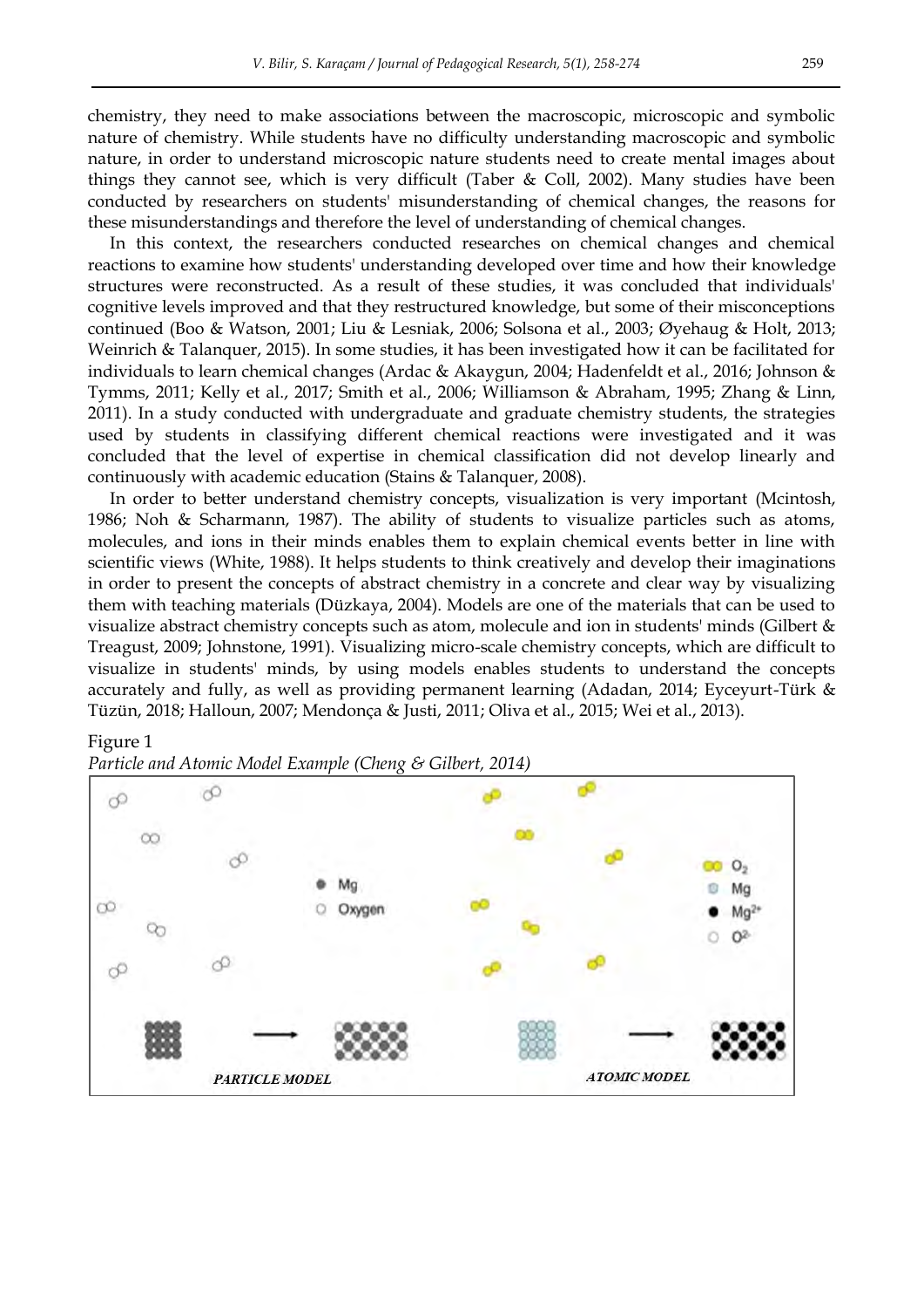chemistry, they need to make associations between the macroscopic, microscopic and symbolic nature of chemistry. While students have no difficulty understanding macroscopic and symbolic nature, in order to understand microscopic nature students need to create mental images about things they cannot see, which is very difficult (Taber & Coll, 2002). Many studies have been conducted by researchers on students' misunderstanding of chemical changes, the reasons for these misunderstandings and therefore the level of understanding of chemical changes.

In this context, the researchers conducted researches on chemical changes and chemical reactions to examine how students' understanding developed over time and how their knowledge structures were reconstructed. As a result of these studies, it was concluded that individuals' cognitive levels improved and that they restructured knowledge, but some of their misconceptions continued (Boo & Watson, 2001; Liu & Lesniak, 2006; Solsona et al., 2003; Øyehaug & Holt, 2013; Weinrich & Talanquer, 2015). In some studies, it has been investigated how it can be facilitated for individuals to learn chemical changes (Ardac & Akaygun, 2004; Hadenfeldt et al., 2016; Johnson & Tymms, 2011; Kelly et al., 2017; Smith et al., 2006; Williamson & Abraham, 1995; Zhang & Linn, 2011). In a study conducted with undergraduate and graduate chemistry students, the strategies used by students in classifying different chemical reactions were investigated and it was concluded that the level of expertise in chemical classification did not develop linearly and continuously with academic education (Stains & Talanquer, 2008).

In order to better understand chemistry concepts, visualization is very important (Mcintosh, 1986; Noh & Scharmann, 1987). The ability of students to visualize particles such as atoms, molecules, and ions in their minds enables them to explain chemical events better in line with scientific views (White, 1988). It helps students to think creatively and develop their imaginations in order to present the concepts of abstract chemistry in a concrete and clear way by visualizing them with teaching materials (Düzkaya, 2004). Models are one of the materials that can be used to visualize abstract chemistry concepts such as atom, molecule and ion in students' minds (Gilbert & Treagust, 2009; Johnstone, 1991). Visualizing micro-scale chemistry concepts, which are difficult to visualize in students' minds, by using models enables students to understand the concepts accurately and fully, as well as providing permanent learning (Adadan, 2014; Eyceyurt-Türk & Tüzün, 2018; Halloun, 2007; Mendonça & Justi, 2011; Oliva et al., 2015; Wei et al., 2013).

Figure 1

*Particle and Atomic Model Example (Cheng & Gilbert, 2014)*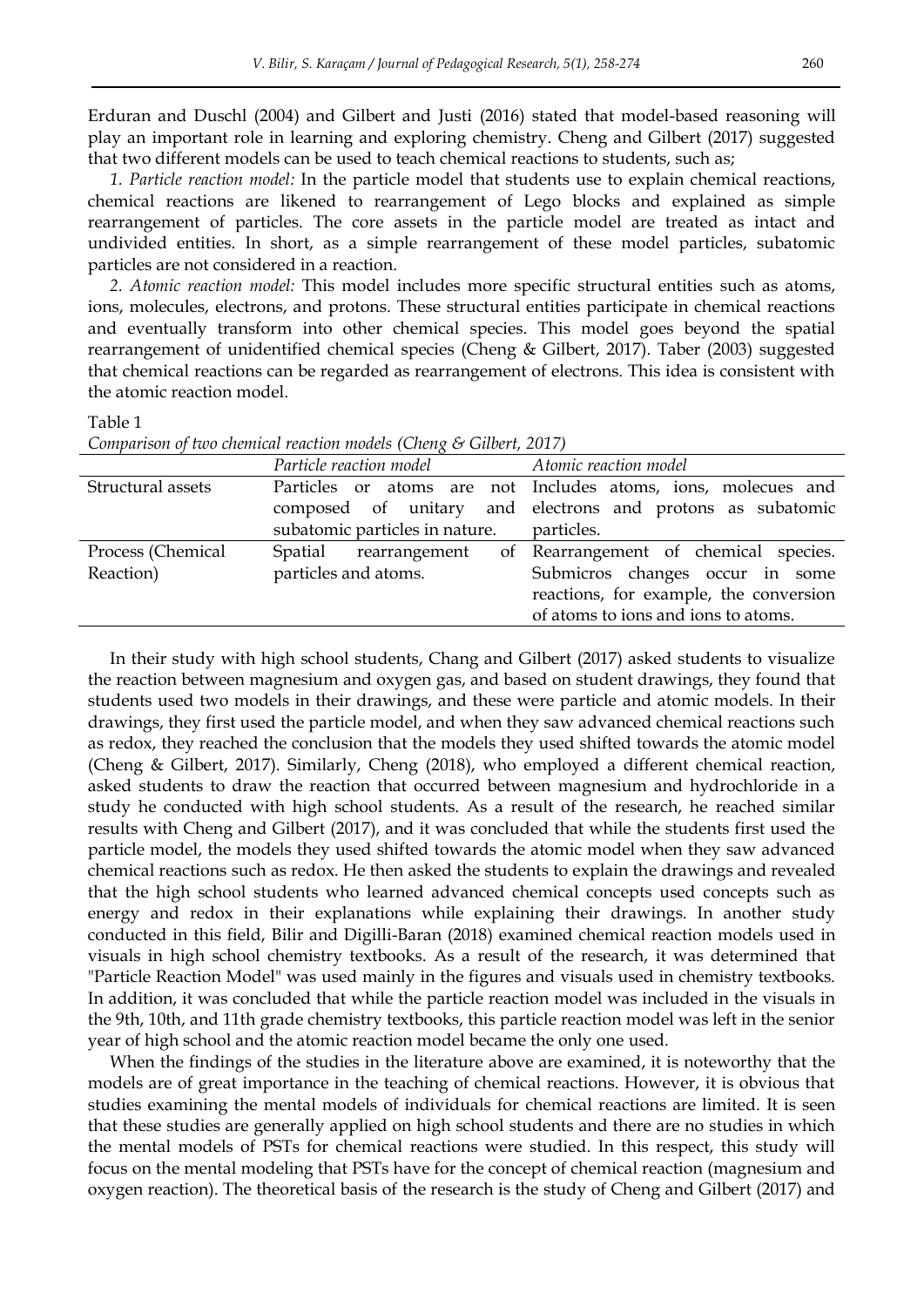Erduran and Duschl (2004) and Gilbert and Justi (2016) stated that model-based reasoning will play an important role in learning and exploring chemistry. Cheng and Gilbert (2017) suggested that two different models can be used to teach chemical reactions to students, such as;

*1. Particle reaction model:* In the particle model that students use to explain chemical reactions, chemical reactions are likened to rearrangement of Lego blocks and explained as simple rearrangement of particles. The core assets in the particle model are treated as intact and undivided entities. In short, as a simple rearrangement of these model particles, subatomic particles are not considered in a reaction.

*2. Atomic reaction model:* This model includes more specific structural entities such as atoms, ions, molecules, electrons, and protons. These structural entities participate in chemical reactions and eventually transform into other chemical species. This model goes beyond the spatial rearrangement of unidentified chemical species (Cheng & Gilbert, 2017). Taber (2003) suggested that chemical reactions can be regarded as rearrangement of electrons. This idea is consistent with the atomic reaction model.

Table 1
*Comparison of two chemical reaction models (Cheng & Gilbert, 2017)*

| | *Particle reaction model* | *Atomic reaction model* |
|---|---|---|
| Structural assets | Particles or atoms are not composed of unitary and subatomic particles in nature. | Includes atoms, ions, molecues and electrons and protons as subatomic particles. |
| Process (Chemical Reaction) | Spatial rearrangement of particles and atoms. | Rearrangement of chemical species. Submicros changes occur in some reactions, for example, the conversion of atoms to ions and ions to atoms. |

In their study with high school students, Chang and Gilbert (2017) asked students to visualize the reaction between magnesium and oxygen gas, and based on student drawings, they found that students used two models in their drawings, and these were particle and atomic models. In their drawings, they first used the particle model, and when they saw advanced chemical reactions such as redox, they reached the conclusion that the models they used shifted towards the atomic model (Cheng & Gilbert, 2017). Similarly, Cheng (2018), who employed a different chemical reaction, asked students to draw the reaction that occurred between magnesium and hydrochloride in a study he conducted with high school students. As a result of the research, he reached similar results with Cheng and Gilbert (2017), and it was concluded that while the students first used the particle model, the models they used shifted towards the atomic model when they saw advanced chemical reactions such as redox. He then asked the students to explain the drawings and revealed that the high school students who learned advanced chemical concepts used concepts such as energy and redox in their explanations while explaining their drawings. In another study conducted in this field, Bilir and Digilli-Baran (2018) examined chemical reaction models used in visuals in high school chemistry textbooks. As a result of the research, it was determined that "Particle Reaction Model" was used mainly in the figures and visuals used in chemistry textbooks. In addition, it was concluded that while the particle reaction model was included in the visuals in the 9th, 10th, and 11th grade chemistry textbooks, this particle reaction model was left in the senior year of high school and the atomic reaction model became the only one used.

When the findings of the studies in the literature above are examined, it is noteworthy that the models are of great importance in the teaching of chemical reactions. However, it is obvious that studies examining the mental models of individuals for chemical reactions are limited. It is seen that these studies are generally applied on high school students and there are no studies in which the mental models of PSTs for chemical reactions were studied. In this respect, this study will focus on the mental modeling that PSTs have for the concept of chemical reaction (magnesium and oxygen reaction). The theoretical basis of the research is the study of Cheng and Gilbert (2017) and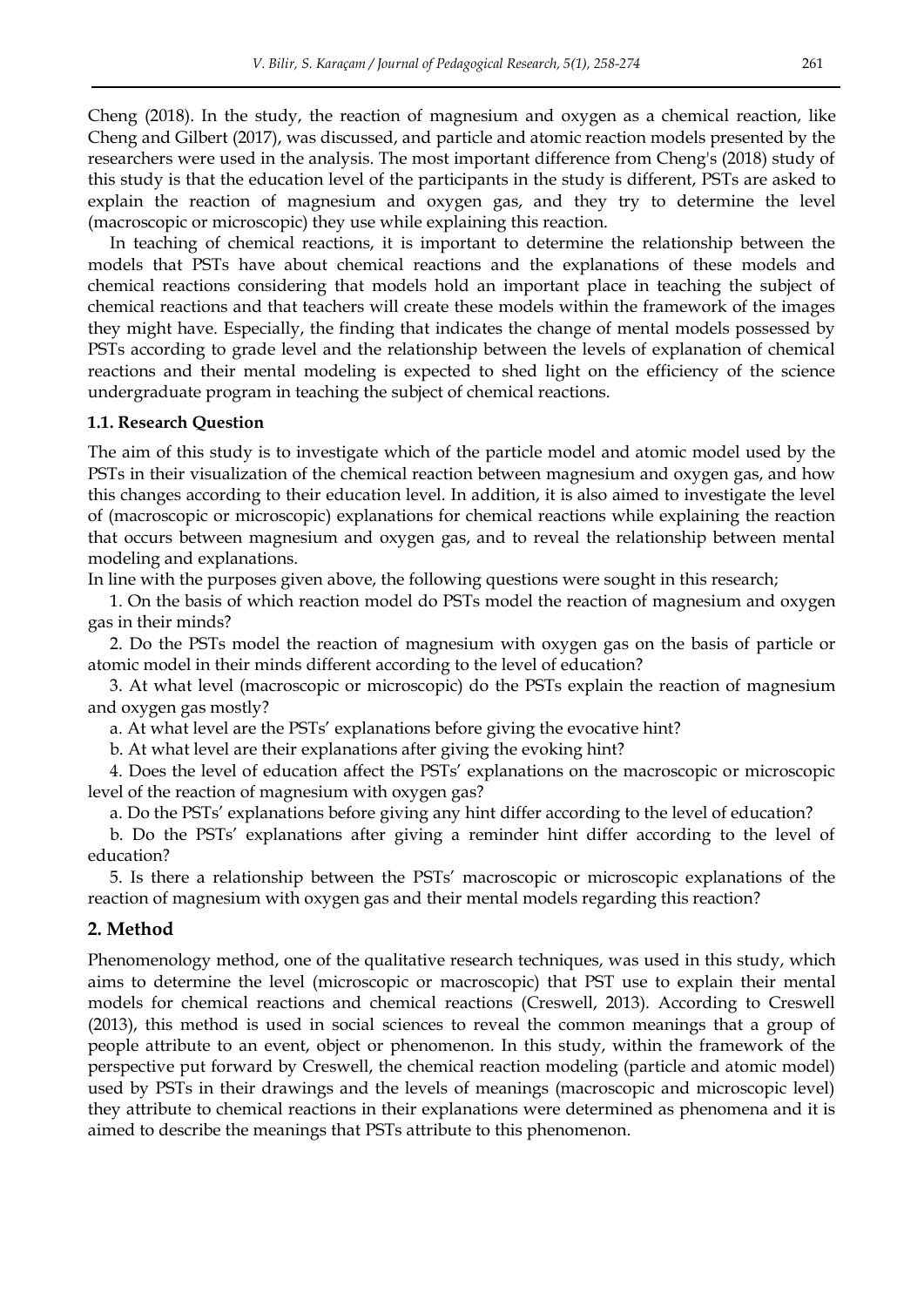Cheng (2018). In the study, the reaction of magnesium and oxygen as a chemical reaction, like Cheng and Gilbert (2017), was discussed, and particle and atomic reaction models presented by the researchers were used in the analysis. The most important difference from Cheng's (2018) study of this study is that the education level of the participants in the study is different, PSTs are asked to explain the reaction of magnesium and oxygen gas, and they try to determine the level (macroscopic or microscopic) they use while explaining this reaction.

In teaching of chemical reactions, it is important to determine the relationship between the models that PSTs have about chemical reactions and the explanations of these models and chemical reactions considering that models hold an important place in teaching the subject of chemical reactions and that teachers will create these models within the framework of the images they might have. Especially, the finding that indicates the change of mental models possessed by PSTs according to grade level and the relationship between the levels of explanation of chemical reactions and their mental modeling is expected to shed light on the efficiency of the science undergraduate program in teaching the subject of chemical reactions.

### 1.1. Research Question

The aim of this study is to investigate which of the particle model and atomic model used by the PSTs in their visualization of the chemical reaction between magnesium and oxygen gas, and how this changes according to their education level. In addition, it is also aimed to investigate the level of (macroscopic or microscopic) explanations for chemical reactions while explaining the reaction that occurs between magnesium and oxygen gas, and to reveal the relationship between mental modeling and explanations.

In line with the purposes given above, the following questions were sought in this research;

1. On the basis of which reaction model do PSTs model the reaction of magnesium and oxygen gas in their minds?

2. Do the PSTs model the reaction of magnesium with oxygen gas on the basis of particle or atomic model in their minds different according to the level of education?

3. At what level (macroscopic or microscopic) do the PSTs explain the reaction of magnesium and oxygen gas mostly?

a. At what level are the PSTs' explanations before giving the evocative hint?

b. At what level are their explanations after giving the evoking hint?

4. Does the level of education affect the PSTs' explanations on the macroscopic or microscopic level of the reaction of magnesium with oxygen gas?

a. Do the PSTs' explanations before giving any hint differ according to the level of education?

b. Do the PSTs' explanations after giving a reminder hint differ according to the level of education?

5. Is there a relationship between the PSTs' macroscopic or microscopic explanations of the reaction of magnesium with oxygen gas and their mental models regarding this reaction?

## 2. Method

Phenomenology method, one of the qualitative research techniques, was used in this study, which aims to determine the level (microscopic or macroscopic) that PST use to explain their mental models for chemical reactions and chemical reactions (Creswell, 2013). According to Creswell (2013), this method is used in social sciences to reveal the common meanings that a group of people attribute to an event, object or phenomenon. In this study, within the framework of the perspective put forward by Creswell, the chemical reaction modeling (particle and atomic model) used by PSTs in their drawings and the levels of meanings (macroscopic and microscopic level) they attribute to chemical reactions in their explanations were determined as phenomena and it is aimed to describe the meanings that PSTs attribute to this phenomenon.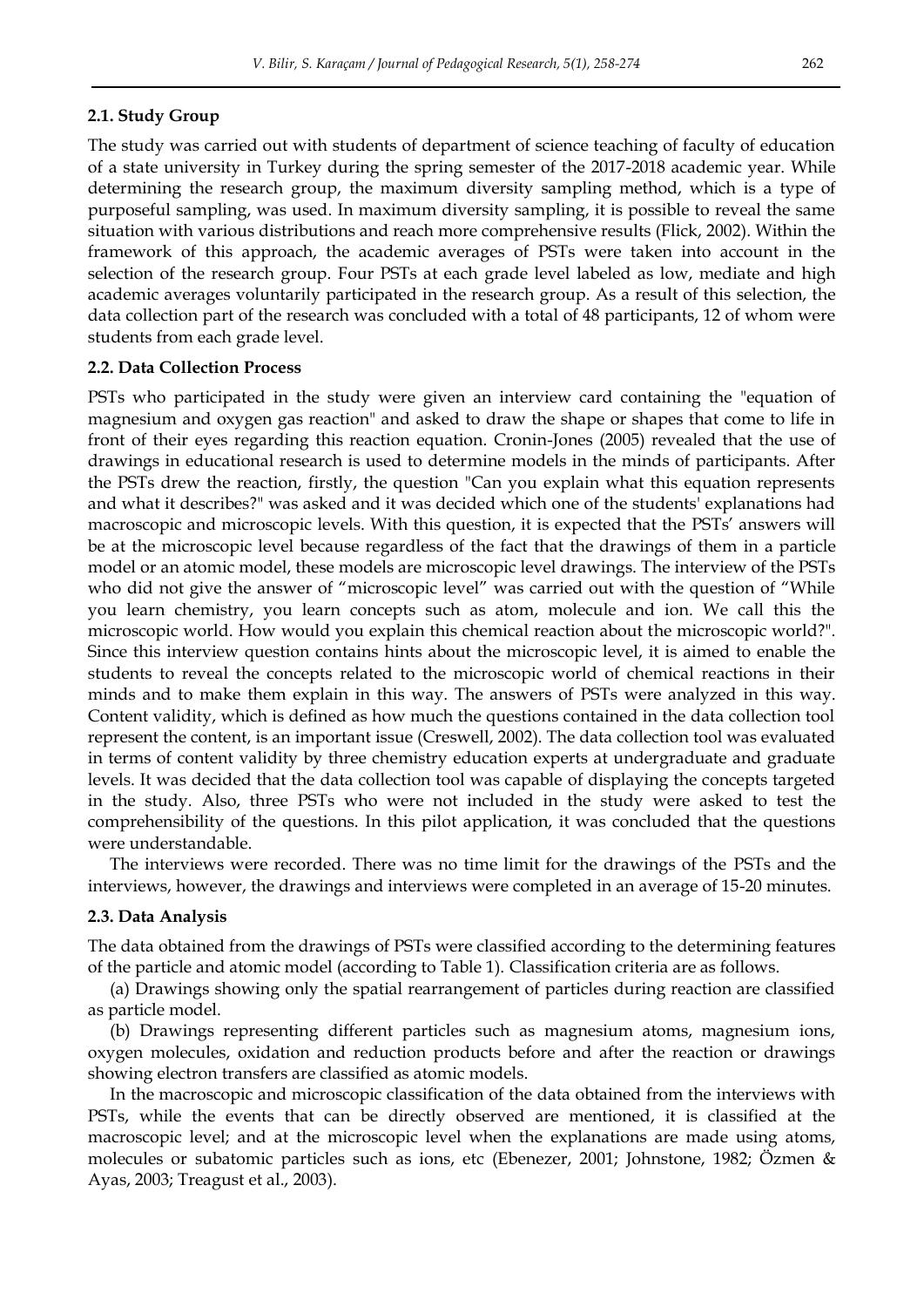### 2.1. Study Group

The study was carried out with students of department of science teaching of faculty of education of a state university in Turkey during the spring semester of the 2017-2018 academic year. While determining the research group, the maximum diversity sampling method, which is a type of purposeful sampling, was used. In maximum diversity sampling, it is possible to reveal the same situation with various distributions and reach more comprehensive results (Flick, 2002). Within the framework of this approach, the academic averages of PSTs were taken into account in the selection of the research group. Four PSTs at each grade level labeled as low, mediate and high academic averages voluntarily participated in the research group. As a result of this selection, the data collection part of the research was concluded with a total of 48 participants, 12 of whom were students from each grade level.

### 2.2. Data Collection Process

PSTs who participated in the study were given an interview card containing the "equation of magnesium and oxygen gas reaction" and asked to draw the shape or shapes that come to life in front of their eyes regarding this reaction equation. Cronin-Jones (2005) revealed that the use of drawings in educational research is used to determine models in the minds of participants. After the PSTs drew the reaction, firstly, the question "Can you explain what this equation represents and what it describes?" was asked and it was decided which one of the students' explanations had macroscopic and microscopic levels. With this question, it is expected that the PSTs' answers will be at the microscopic level because regardless of the fact that the drawings of them in a particle model or an atomic model, these models are microscopic level drawings. The interview of the PSTs who did not give the answer of "microscopic level" was carried out with the question of "While you learn chemistry, you learn concepts such as atom, molecule and ion. We call this the microscopic world. How would you explain this chemical reaction about the microscopic world?". Since this interview question contains hints about the microscopic level, it is aimed to enable the students to reveal the concepts related to the microscopic world of chemical reactions in their minds and to make them explain in this way. The answers of PSTs were analyzed in this way. Content validity, which is defined as how much the questions contained in the data collection tool represent the content, is an important issue (Creswell, 2002). The data collection tool was evaluated in terms of content validity by three chemistry education experts at undergraduate and graduate levels. It was decided that the data collection tool was capable of displaying the concepts targeted in the study. Also, three PSTs who were not included in the study were asked to test the comprehensibility of the questions. In this pilot application, it was concluded that the questions were understandable.

The interviews were recorded. There was no time limit for the drawings of the PSTs and the interviews, however, the drawings and interviews were completed in an average of 15-20 minutes.

### 2.3. Data Analysis

The data obtained from the drawings of PSTs were classified according to the determining features of the particle and atomic model (according to Table 1). Classification criteria are as follows.

(a) Drawings showing only the spatial rearrangement of particles during reaction are classified as particle model.

(b) Drawings representing different particles such as magnesium atoms, magnesium ions, oxygen molecules, oxidation and reduction products before and after the reaction or drawings showing electron transfers are classified as atomic models.

In the macroscopic and microscopic classification of the data obtained from the interviews with PSTs, while the events that can be directly observed are mentioned, it is classified at the macroscopic level; and at the microscopic level when the explanations are made using atoms, molecules or subatomic particles such as ions, etc (Ebenezer, 2001; Johnstone, 1982; Özmen & Ayas, 2003; Treagust et al., 2003).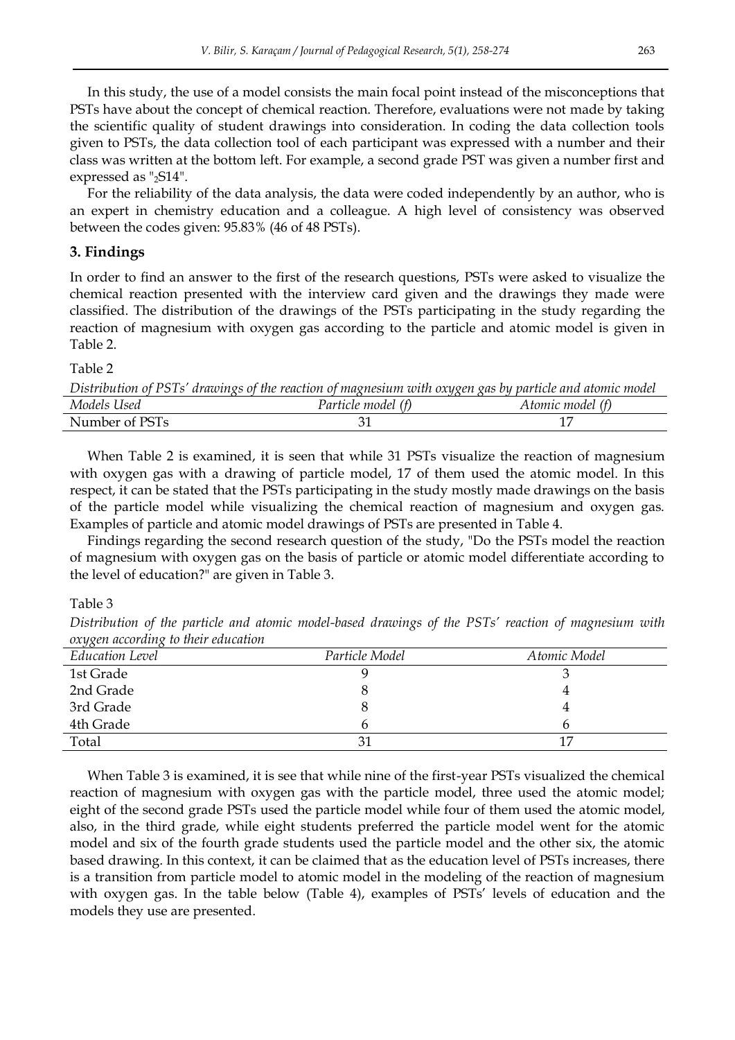In this study, the use of a model consists the main focal point instead of the misconceptions that PSTs have about the concept of chemical reaction. Therefore, evaluations were not made by taking the scientific quality of student drawings into consideration. In coding the data collection tools given to PSTs, the data collection tool of each participant was expressed with a number and their class was written at the bottom left. For example, a second grade PST was given a number first and expressed as "$_2$S14".

For the reliability of the data analysis, the data were coded independently by an author, who is an expert in chemistry education and a colleague. A high level of consistency was observed between the codes given: 95.83% (46 of 48 PSTs).

## 3. Findings

In order to find an answer to the first of the research questions, PSTs were asked to visualize the chemical reaction presented with the interview card given and the drawings they made were classified. The distribution of the drawings of the PSTs participating in the study regarding the reaction of magnesium with oxygen gas according to the particle and atomic model is given in Table 2.

Table 2

*Distribution of PSTs' drawings of the reaction of magnesium with oxygen gas by particle and atomic model*

| *Models Used* | *Particle model (f)* | *Atomic model (f)* |
|---|---|---|
| Number of PSTs | 31 | 17 |

When Table 2 is examined, it is seen that while 31 PSTs visualize the reaction of magnesium with oxygen gas with a drawing of particle model, 17 of them used the atomic model. In this respect, it can be stated that the PSTs participating in the study mostly made drawings on the basis of the particle model while visualizing the chemical reaction of magnesium and oxygen gas. Examples of particle and atomic model drawings of PSTs are presented in Table 4.

Findings regarding the second research question of the study, "Do the PSTs model the reaction of magnesium with oxygen gas on the basis of particle or atomic model differentiate according to the level of education?" are given in Table 3.

Table 3

*Distribution of the particle and atomic model-based drawings of the PSTs' reaction of magnesium with oxygen according to their education*

| *Education Level* | *Particle Model* | *Atomic Model* |
|---|---|---|
| 1st Grade | 9 | 3 |
| 2nd Grade | 8 | 4 |
| 3rd Grade | 8 | 4 |
| 4th Grade | 6 | 6 |
| Total | 31 | 17 |

When Table 3 is examined, it is see that while nine of the first-year PSTs visualized the chemical reaction of magnesium with oxygen gas with the particle model, three used the atomic model; eight of the second grade PSTs used the particle model while four of them used the atomic model, also, in the third grade, while eight students preferred the particle model went for the atomic model and six of the fourth grade students used the particle model and the other six, the atomic based drawing. In this context, it can be claimed that as the education level of PSTs increases, there is a transition from particle model to atomic model in the modeling of the reaction of magnesium with oxygen gas. In the table below (Table 4), examples of PSTs' levels of education and the models they use are presented.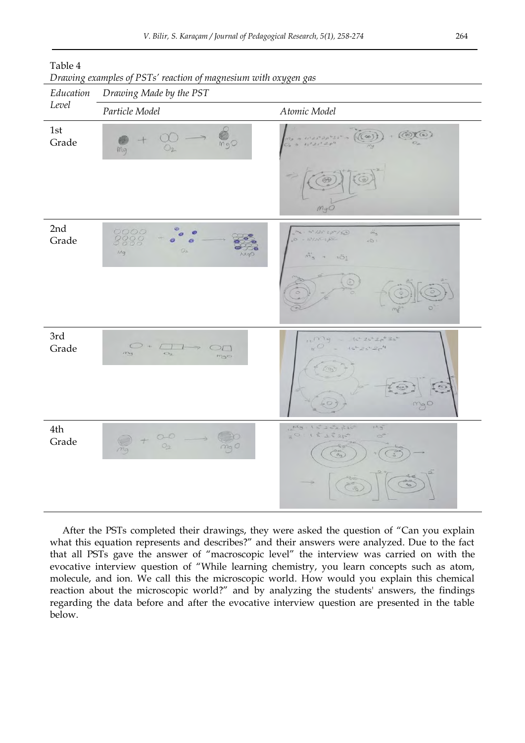Table 4

*Drawing examples of PSTs' reaction of magnesium with oxygen gas*

| *Education Level* | *Drawing Made by the PST* | |
|---|---|---|
| | *Particle Model* | *Atomic Model* |
| 1st Grade | | |
| 2nd Grade | | |
| 3rd Grade | | |
| 4th Grade | | |

After the PSTs completed their drawings, they were asked the question of "Can you explain what this equation represents and describes?" and their answers were analyzed. Due to the fact that all PSTs gave the answer of "macroscopic level" the interview was carried on with the evocative interview question of "While learning chemistry, you learn concepts such as atom, molecule, and ion. We call this the microscopic world. How would you explain this chemical reaction about the microscopic world?" and by analyzing the students' answers, the findings regarding the data before and after the evocative interview question are presented in the table below.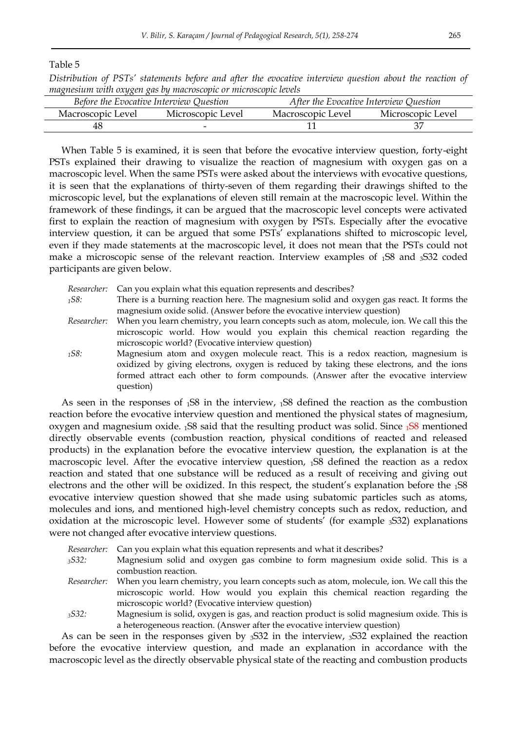Table 5

*Distribution of PSTs' statements before and after the evocative interview question about the reaction of magnesium with oxygen gas by macroscopic or microscopic levels*

| Before the Evocative Interview Question | | After the Evocative Interview Question | |
|---|---|---|---|
| Macroscopic Level | Microscopic Level | Macroscopic Level | Microscopic Level |
| 48 | - | 11 | 37 |

When Table 5 is examined, it is seen that before the evocative interview question, forty-eight PSTs explained their drawing to visualize the reaction of magnesium with oxygen gas on a macroscopic level. When the same PSTs were asked about the interviews with evocative questions, it is seen that the explanations of thirty-seven of them regarding their drawings shifted to the microscopic level, but the explanations of eleven still remain at the macroscopic level. Within the framework of these findings, it can be argued that the macroscopic level concepts were activated first to explain the reaction of magnesium with oxygen by PSTs. Especially after the evocative interview question, it can be argued that some PSTs' explanations shifted to microscopic level, even if they made statements at the macroscopic level, it does not mean that the PSTs could not make a microscopic sense of the relevant reaction. Interview examples of $_1$S8 and $_3$S32 coded participants are given below.

*Researcher:* Can you explain what this equation represents and describes?

*$_1$S8:* There is a burning reaction here. The magnesium solid and oxygen gas react. It forms the magnesium oxide solid. (Answer before the evocative interview question)

*Researcher:* When you learn chemistry, you learn concepts such as atom, molecule, ion. We call this the microscopic world. How would you explain this chemical reaction regarding the microscopic world? (Evocative interview question)

*$_1$S8:* Magnesium atom and oxygen molecule react. This is a redox reaction, magnesium is oxidized by giving electrons, oxygen is reduced by taking these electrons, and the ions formed attract each other to form compounds. (Answer after the evocative interview question)

As seen in the responses of $_1$S8 in the interview, $_1$S8 defined the reaction as the combustion reaction before the evocative interview question and mentioned the physical states of magnesium, oxygen and magnesium oxide. $_1$S8 said that the resulting product was solid. Since $_1$S8 mentioned directly observable events (combustion reaction, physical conditions of reacted and released products) in the explanation before the evocative interview question, the explanation is at the macroscopic level. After the evocative interview question, $_1$S8 defined the reaction as a redox reaction and stated that one substance will be reduced as a result of receiving and giving out electrons and the other will be oxidized. In this respect, the student's explanation before the $_1$S8 evocative interview question showed that she made using subatomic particles such as atoms, molecules and ions, and mentioned high-level chemistry concepts such as redox, reduction, and oxidation at the microscopic level. However some of students' (for example $_3$S32) explanations were not changed after evocative interview questions.

*Researcher:* Can you explain what this equation represents and what it describes?

*$_3$S32:* Magnesium solid and oxygen gas combine to form magnesium oxide solid. This is a combustion reaction.

*Researcher:* When you learn chemistry, you learn concepts such as atom, molecule, ion. We call this the microscopic world. How would you explain this chemical reaction regarding the microscopic world? (Evocative interview question)

*$_3$S32:* Magnesium is solid, oxygen is gas, and reaction product is solid magnesium oxide. This is a heterogeneous reaction. (Answer after the evocative interview question)

As can be seen in the responses given by $_3$S32 in the interview, $_3$S32 explained the reaction before the evocative interview question, and made an explanation in accordance with the macroscopic level as the directly observable physical state of the reacting and combustion products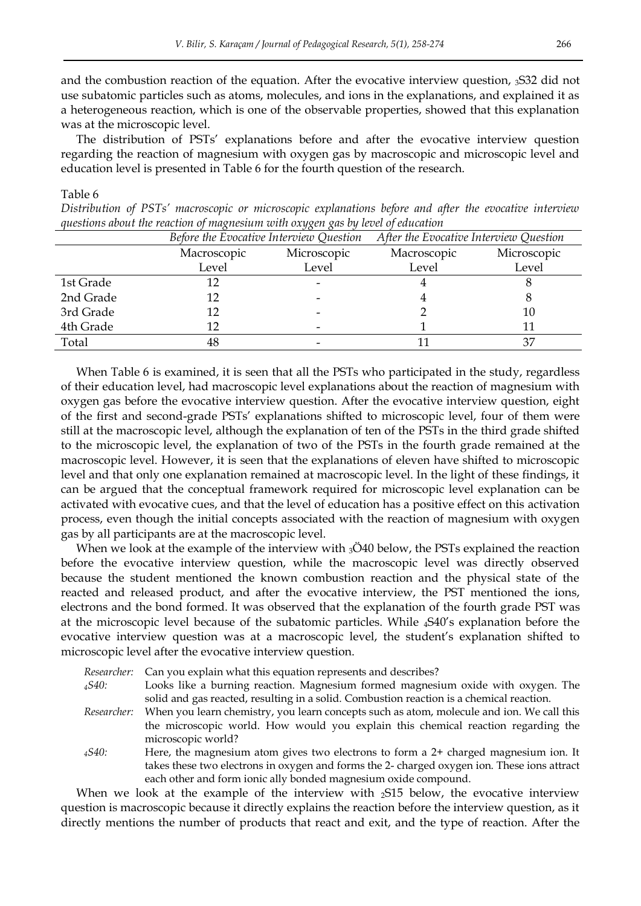and the combustion reaction of the equation. After the evocative interview question, $_3$S32 did not use subatomic particles such as atoms, molecules, and ions in the explanations, and explained it as a heterogeneous reaction, which is one of the observable properties, showed that this explanation was at the microscopic level.

The distribution of PSTs' explanations before and after the evocative interview question regarding the reaction of magnesium with oxygen gas by macroscopic and microscopic level and education level is presented in Table 6 for the fourth question of the research.

Table 6

*Distribution of PSTs' macroscopic or microscopic explanations before and after the evocative interview questions about the reaction of magnesium with oxygen gas by level of education*

| | *Before the Evocative Interview Question* | | *After the Evocative Interview Question* | |
|---|---|---|---|---|
| | Macroscopic Level | Microscopic Level | Macroscopic Level | Microscopic Level |
| 1st Grade | 12 | - | 4 | 8 |
| 2nd Grade | 12 | - | 4 | 8 |
| 3rd Grade | 12 | - | 2 | 10 |
| 4th Grade | 12 | - | 1 | 11 |
| Total | 48 | - | 11 | 37 |

When Table 6 is examined, it is seen that all the PSTs who participated in the study, regardless of their education level, had macroscopic level explanations about the reaction of magnesium with oxygen gas before the evocative interview question. After the evocative interview question, eight of the first and second-grade PSTs' explanations shifted to microscopic level, four of them were still at the macroscopic level, although the explanation of ten of the PSTs in the third grade shifted to the microscopic level, the explanation of two of the PSTs in the fourth grade remained at the macroscopic level. However, it is seen that the explanations of eleven have shifted to microscopic level and that only one explanation remained at macroscopic level. In the light of these findings, it can be argued that the conceptual framework required for microscopic level explanation can be activated with evocative cues, and that the level of education has a positive effect on this activation process, even though the initial concepts associated with the reaction of magnesium with oxygen gas by all participants are at the macroscopic level.

When we look at the example of the interview with $_3$Ö40 below, the PSTs explained the reaction before the evocative interview question, while the macroscopic level was directly observed because the student mentioned the known combustion reaction and the physical state of the reacted and released product, and after the evocative interview, the PST mentioned the ions, electrons and the bond formed. It was observed that the explanation of the fourth grade PST was at the microscopic level because of the subatomic particles. While $_4$S40's explanation before the evocative interview question was at a macroscopic level, the student's explanation shifted to microscopic level after the evocative interview question.

*Researcher:* Can you explain what this equation represents and describes?

*$_4$S40:* Looks like a burning reaction. Magnesium formed magnesium oxide with oxygen. The solid and gas reacted, resulting in a solid. Combustion reaction is a chemical reaction.

*Researcher:* When you learn chemistry, you learn concepts such as atom, molecule and ion. We call this the microscopic world. How would you explain this chemical reaction regarding the microscopic world?

*$_4$S40:* Here, the magnesium atom gives two electrons to form a 2+ charged magnesium ion. It takes these two electrons in oxygen and forms the 2- charged oxygen ion. These ions attract each other and form ionic ally bonded magnesium oxide compound.

When we look at the example of the interview with $_2$S15 below, the evocative interview question is macroscopic because it directly explains the reaction before the interview question, as it directly mentions the number of products that react and exit, and the type of reaction. After the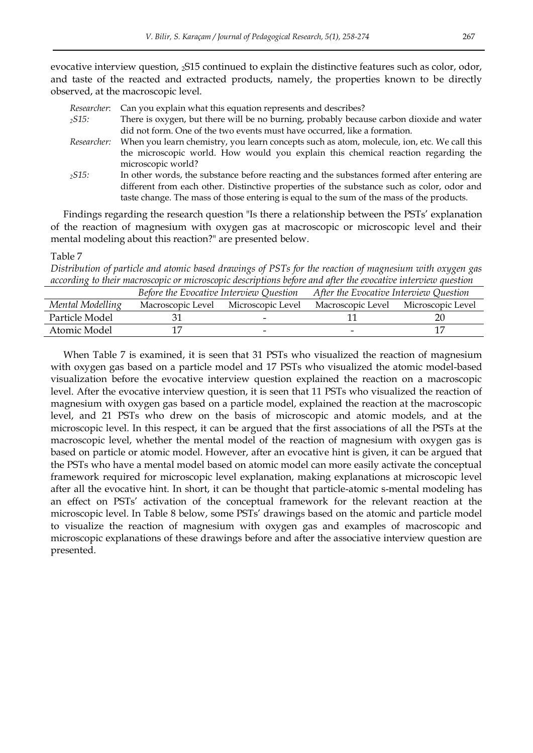evocative interview question, $_2$S15 continued to explain the distinctive features such as color, odor, and taste of the reacted and extracted products, namely, the properties known to be directly observed, at the macroscopic level.

*Researcher*: Can you explain what this equation represents and describes?

*$_2$S15:* There is oxygen, but there will be no burning, probably because carbon dioxide and water did not form. One of the two events must have occurred, like a formation.

*Researcher:* When you learn chemistry, you learn concepts such as atom, molecule, ion, etc. We call this the microscopic world. How would you explain this chemical reaction regarding the microscopic world?

*$_2$S15:* In other words, the substance before reacting and the substances formed after entering are different from each other. Distinctive properties of the substance such as color, odor and taste change. The mass of those entering is equal to the sum of the mass of the products.

Findings regarding the research question "Is there a relationship between the PSTs' explanation of the reaction of magnesium with oxygen gas at macroscopic or microscopic level and their mental modeling about this reaction?" are presented below.

Table 7

*Distribution of particle and atomic based drawings of PSTs for the reaction of magnesium with oxygen gas according to their macroscopic or microscopic descriptions before and after the evocative interview question*

| | *Before the Evocative Interview Question* | | *After the Evocative Interview Question* | |
|---|---|---|---|---|
| *Mental Modelling* | Macroscopic Level | Microscopic Level | Macroscopic Level | Microscopic Level |
| Particle Model | 31 | - | 11 | 20 |
| Atomic Model | 17 | - | - | 17 |

When Table 7 is examined, it is seen that 31 PSTs who visualized the reaction of magnesium with oxygen gas based on a particle model and 17 PSTs who visualized the atomic model-based visualization before the evocative interview question explained the reaction on a macroscopic level. After the evocative interview question, it is seen that 11 PSTs who visualized the reaction of magnesium with oxygen gas based on a particle model, explained the reaction at the macroscopic level, and 21 PSTs who drew on the basis of microscopic and atomic models, and at the microscopic level. In this respect, it can be argued that the first associations of all the PSTs at the macroscopic level, whether the mental model of the reaction of magnesium with oxygen gas is based on particle or atomic model. However, after an evocative hint is given, it can be argued that the PSTs who have a mental model based on atomic model can more easily activate the conceptual framework required for microscopic level explanation, making explanations at microscopic level after all the evocative hint. In short, it can be thought that particle-atomic s-mental modeling has an effect on PSTs' activation of the conceptual framework for the relevant reaction at the microscopic level. In Table 8 below, some PSTs' drawings based on the atomic and particle model to visualize the reaction of magnesium with oxygen gas and examples of macroscopic and microscopic explanations of these drawings before and after the associative interview question are presented.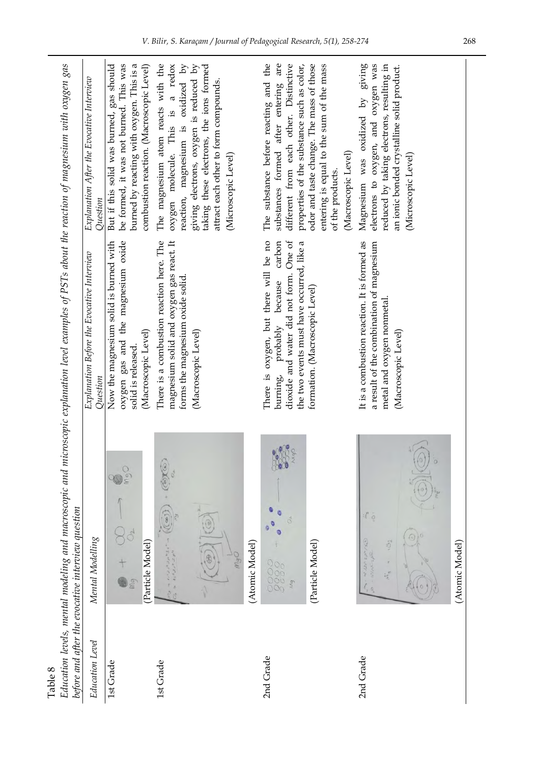Table 8

*Education levels, mental modeling and macroscopic and microscopic explanation level examples of PSTs about the reaction of magnesium with oxygen gas before and after the evocative interview question*

| *Education Level* | *Mental Modelling* | *Explanation Before the Evocative Interview Question* | *Explanation After the Evocative Interview Question* |
|---|---|---|---|
| 1st Grade | (Particle Model) | Now the magnesium solid is burned with oxygen gas and the magnesium oxide solid is released. (Macroscopic Level) | But if this solid was burned, gas should be formed, it was not burned. This was burned by reacting with oxygen. This is a combustion reaction. (Macroscopic Level) |
| 1st Grade | (Atomic Model) | There is a combustion reaction here. The magnesium solid and oxygen gas react. It forms the magnesium oxide solid. (Macroscopic Level) | The magnesium atom reacts with the oxygen molecule. This is a redox reaction, magnesium is oxidized by giving electrons, oxygen is reduced by taking these electrons, the ions formed attract each other to form compounds. (Microscopic Level) |
| 2nd Grade | (Particle Model) | There is oxygen, but there will be no burning, probably because carbon dioxide and water did not form. One of the two events must have occurred, like a formation. (Macroscopic Level) | The substance before reacting and the substances formed after entering are different from each other. Distinctive properties of the substance such as color, odor and taste change. The mass of those entering is equal to the sum of the mass of the products. (Macroscopic Level) |
| 2nd Grade | (Atomic Model) | It is a combustion reaction. It is formed as a result of the combination of magnesium metal and oxygen nonmetal. (Macroscopic Level) | Magnesium was oxidized by giving electrons to oxygen, and oxygen was reduced by taking electrons, resulting in an ionic bonded crystalline solid product. (Microscopic Level) |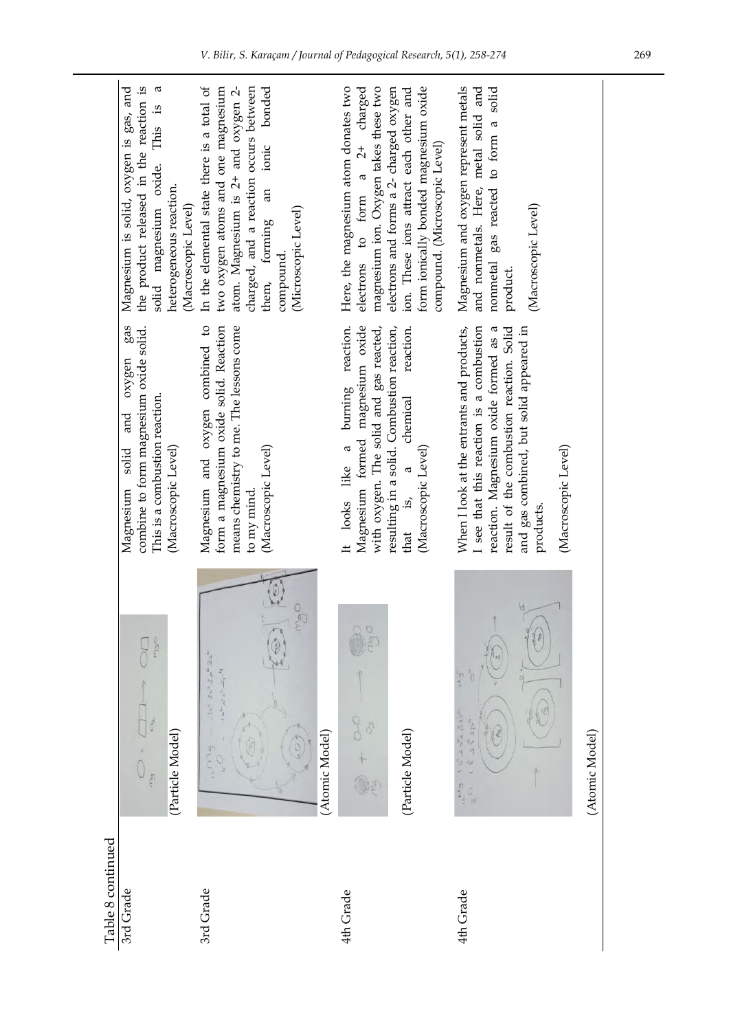Table 8 continued

| | | | |
|---|---|---|---|
| 3rd Grade | (Particle Model) | Magnesium solid and oxygen gas combine to form magnesium oxide solid. This is a combustion reaction. (Macroscopic Level) | Magnesium is solid, oxygen is gas, and the product released in the reaction is solid magnesium oxide. This is a heterogeneous reaction. (Macroscopic Level) |
| 3rd Grade | (Atomic Model) | Magnesium and oxygen combined to form a magnesium oxide solid. Reaction means chemistry to me. The lessons come to my mind. (Macroscopic Level) | In the elemental state there is a total of two oxygen atoms and one magnesium atom. Magnesium is 2+ and oxygen 2- charged, and a reaction occurs between them, forming an ionic bonded compound. (Microscopic Level) |
| 4th Grade | (Particle Model) | It looks like a burning reaction. Magnesium formed magnesium oxide with oxygen. The solid and gas reacted, resulting in a solid. Combustion reaction, that is, a chemical reaction. (Macroscopic Level) | Here, the magnesium atom donates two electrons to form a 2+ charged magnesium ion. Oxygen takes these two electrons and forms a 2- charged oxygen ion. These ions attract each other and form ionically bonded magnesium oxide compound. (Microscopic Level) |
| 4th Grade | (Atomic Model) | When I look at the entrants and products, I see that this reaction is a combustion reaction. Magnesium oxide formed as a result of the combustion reaction. Solid and gas combined, but solid appeared in products. (Macroscopic Level) | Magnesium and oxygen represent metals and nonmetals. Here, metal solid and nonmetal gas reacted to form a solid product. (Macroscopic Level) |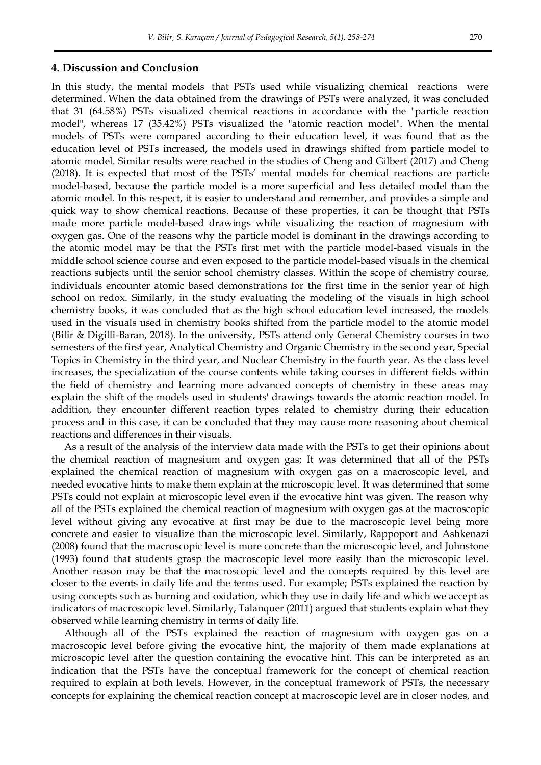## 4. Discussion and Conclusion

In this study, the mental models that PSTs used while visualizing chemical reactions were determined. When the data obtained from the drawings of PSTs were analyzed, it was concluded that 31 (64.58%) PSTs visualized chemical reactions in accordance with the "particle reaction model", whereas 17 (35.42%) PSTs visualized the "atomic reaction model". When the mental models of PSTs were compared according to their education level, it was found that as the education level of PSTs increased, the models used in drawings shifted from particle model to atomic model. Similar results were reached in the studies of Cheng and Gilbert (2017) and Cheng (2018). It is expected that most of the PSTs' mental models for chemical reactions are particle model-based, because the particle model is a more superficial and less detailed model than the atomic model. In this respect, it is easier to understand and remember, and provides a simple and quick way to show chemical reactions. Because of these properties, it can be thought that PSTs made more particle model-based drawings while visualizing the reaction of magnesium with oxygen gas. One of the reasons why the particle model is dominant in the drawings according to the atomic model may be that the PSTs first met with the particle model-based visuals in the middle school science course and even exposed to the particle model-based visuals in the chemical reactions subjects until the senior school chemistry classes. Within the scope of chemistry course, individuals encounter atomic based demonstrations for the first time in the senior year of high school on redox. Similarly, in the study evaluating the modeling of the visuals in high school chemistry books, it was concluded that as the high school education level increased, the models used in the visuals used in chemistry books shifted from the particle model to the atomic model (Bilir & Digilli-Baran, 2018). In the university, PSTs attend only General Chemistry courses in two semesters of the first year, Analytical Chemistry and Organic Chemistry in the second year, Special Topics in Chemistry in the third year, and Nuclear Chemistry in the fourth year. As the class level increases, the specialization of the course contents while taking courses in different fields within the field of chemistry and learning more advanced concepts of chemistry in these areas may explain the shift of the models used in students' drawings towards the atomic reaction model. In addition, they encounter different reaction types related to chemistry during their education process and in this case, it can be concluded that they may cause more reasoning about chemical reactions and differences in their visuals.

As a result of the analysis of the interview data made with the PSTs to get their opinions about the chemical reaction of magnesium and oxygen gas; It was determined that all of the PSTs explained the chemical reaction of magnesium with oxygen gas on a macroscopic level, and needed evocative hints to make them explain at the microscopic level. It was determined that some PSTs could not explain at microscopic level even if the evocative hint was given. The reason why all of the PSTs explained the chemical reaction of magnesium with oxygen gas at the macroscopic level without giving any evocative at first may be due to the macroscopic level being more concrete and easier to visualize than the microscopic level. Similarly, Rappoport and Ashkenazi (2008) found that the macroscopic level is more concrete than the microscopic level, and Johnstone (1993) found that students grasp the macroscopic level more easily than the microscopic level. Another reason may be that the macroscopic level and the concepts required by this level are closer to the events in daily life and the terms used. For example; PSTs explained the reaction by using concepts such as burning and oxidation, which they use in daily life and which we accept as indicators of macroscopic level. Similarly, Talanquer (2011) argued that students explain what they observed while learning chemistry in terms of daily life.

Although all of the PSTs explained the reaction of magnesium with oxygen gas on a macroscopic level before giving the evocative hint, the majority of them made explanations at microscopic level after the question containing the evocative hint. This can be interpreted as an indication that the PSTs have the conceptual framework for the concept of chemical reaction required to explain at both levels. However, in the conceptual framework of PSTs, the necessary concepts for explaining the chemical reaction concept at macroscopic level are in closer nodes, and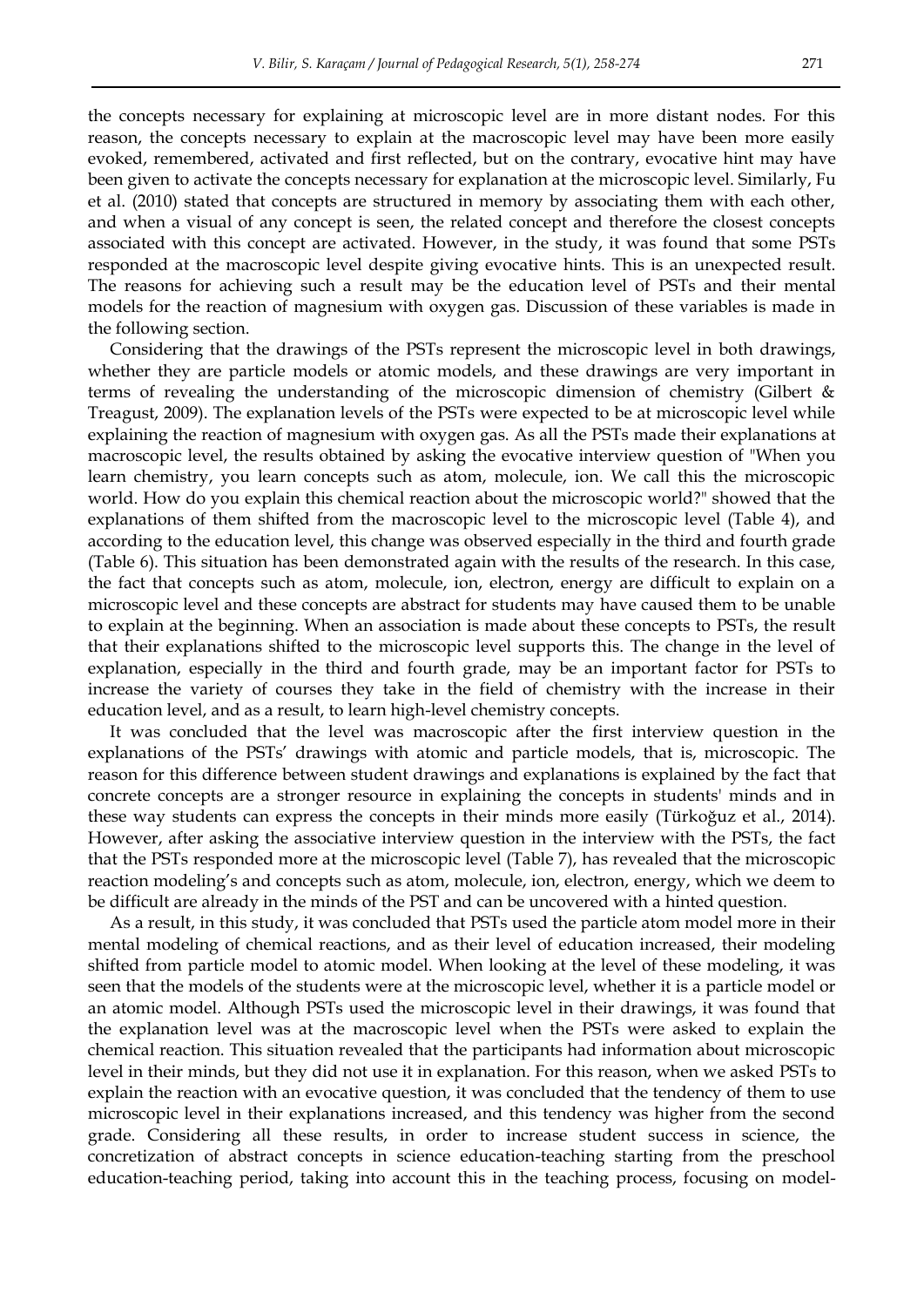the concepts necessary for explaining at microscopic level are in more distant nodes. For this reason, the concepts necessary to explain at the macroscopic level may have been more easily evoked, remembered, activated and first reflected, but on the contrary, evocative hint may have been given to activate the concepts necessary for explanation at the microscopic level. Similarly, Fu et al. (2010) stated that concepts are structured in memory by associating them with each other, and when a visual of any concept is seen, the related concept and therefore the closest concepts associated with this concept are activated. However, in the study, it was found that some PSTs responded at the macroscopic level despite giving evocative hints. This is an unexpected result. The reasons for achieving such a result may be the education level of PSTs and their mental models for the reaction of magnesium with oxygen gas. Discussion of these variables is made in the following section.

Considering that the drawings of the PSTs represent the microscopic level in both drawings, whether they are particle models or atomic models, and these drawings are very important in terms of revealing the understanding of the microscopic dimension of chemistry (Gilbert & Treagust, 2009). The explanation levels of the PSTs were expected to be at microscopic level while explaining the reaction of magnesium with oxygen gas. As all the PSTs made their explanations at macroscopic level, the results obtained by asking the evocative interview question of "When you learn chemistry, you learn concepts such as atom, molecule, ion. We call this the microscopic world. How do you explain this chemical reaction about the microscopic world?" showed that the explanations of them shifted from the macroscopic level to the microscopic level (Table 4), and according to the education level, this change was observed especially in the third and fourth grade (Table 6). This situation has been demonstrated again with the results of the research. In this case, the fact that concepts such as atom, molecule, ion, electron, energy are difficult to explain on a microscopic level and these concepts are abstract for students may have caused them to be unable to explain at the beginning. When an association is made about these concepts to PSTs, the result that their explanations shifted to the microscopic level supports this. The change in the level of explanation, especially in the third and fourth grade, may be an important factor for PSTs to increase the variety of courses they take in the field of chemistry with the increase in their education level, and as a result, to learn high-level chemistry concepts.

It was concluded that the level was macroscopic after the first interview question in the explanations of the PSTs' drawings with atomic and particle models, that is, microscopic. The reason for this difference between student drawings and explanations is explained by the fact that concrete concepts are a stronger resource in explaining the concepts in students' minds and in these way students can express the concepts in their minds more easily (Türkoğuz et al., 2014). However, after asking the associative interview question in the interview with the PSTs, the fact that the PSTs responded more at the microscopic level (Table 7), has revealed that the microscopic reaction modeling's and concepts such as atom, molecule, ion, electron, energy, which we deem to be difficult are already in the minds of the PST and can be uncovered with a hinted question.

As a result, in this study, it was concluded that PSTs used the particle atom model more in their mental modeling of chemical reactions, and as their level of education increased, their modeling shifted from particle model to atomic model. When looking at the level of these modeling, it was seen that the models of the students were at the microscopic level, whether it is a particle model or an atomic model. Although PSTs used the microscopic level in their drawings, it was found that the explanation level was at the macroscopic level when the PSTs were asked to explain the chemical reaction. This situation revealed that the participants had information about microscopic level in their minds, but they did not use it in explanation. For this reason, when we asked PSTs to explain the reaction with an evocative question, it was concluded that the tendency of them to use microscopic level in their explanations increased, and this tendency was higher from the second grade. Considering all these results, in order to increase student success in science, the concretization of abstract concepts in science education-teaching starting from the preschool education-teaching period, taking into account this in the teaching process, focusing on model-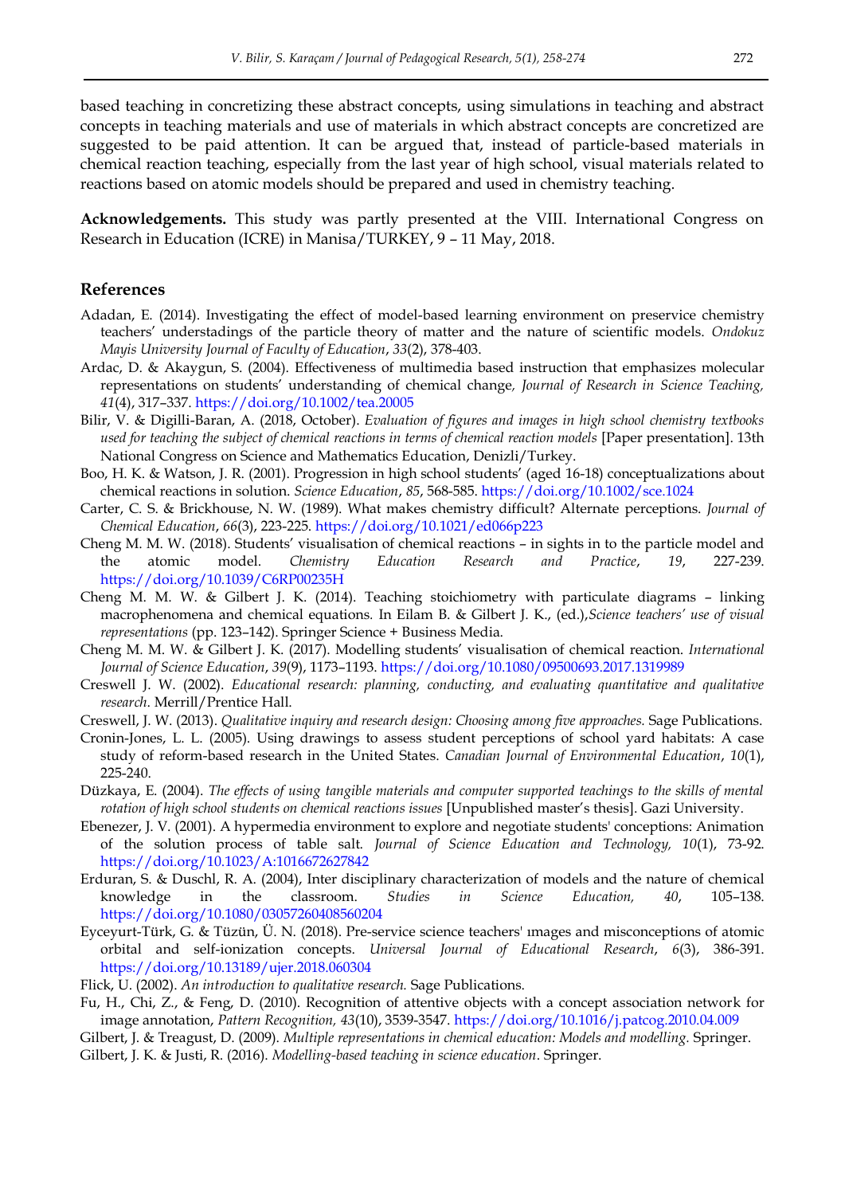based teaching in concretizing these abstract concepts, using simulations in teaching and abstract concepts in teaching materials and use of materials in which abstract concepts are concretized are suggested to be paid attention. It can be argued that, instead of particle-based materials in chemical reaction teaching, especially from the last year of high school, visual materials related to reactions based on atomic models should be prepared and used in chemistry teaching.

**Acknowledgements.** This study was partly presented at the VIII. International Congress on Research in Education (ICRE) in Manisa/TURKEY, 9 – 11 May, 2018.

## References

Adadan, E. (2014). Investigating the effect of model-based learning environment on preservice chemistry teachers' understandings of the particle theory of matter and the nature of scientific models. *Ondokuz Mayis University Journal of Faculty of Education*, *33*(2), 378-403.

Ardac, D. & Akaygun, S. (2004). Effectiveness of multimedia based instruction that emphasizes molecular representations on students' understanding of chemical change*, Journal of Research in Science Teaching, 41*(4), 317–337. https://doi.org/10.1002/tea.20005

Bilir, V. & Digilli-Baran, A. (2018, October). *Evaluation of figures and images in high school chemistry textbooks used for teaching the subject of chemical reactions in terms of chemical reaction models* [Paper presentation]. 13th National Congress on Science and Mathematics Education, Denizli/Turkey.

Boo, H. K. & Watson, J. R. (2001). Progression in high school students' (aged 16-18) conceptualizations about chemical reactions in solution. *Science Education*, *85*, 568-585. https://doi.org/10.1002/sce.1024

Carter, C. S. & Brickhouse, N. W. (1989). What makes chemistry difficult? Alternate perceptions. *Journal of Chemical Education*, *66*(3), 223-225. https://doi.org/10.1021/ed066p223

Cheng M. M. W. (2018). Students' visualisation of chemical reactions – in sights in to the particle model and the atomic model. *Chemistry Education Research and Practice*, *19*, 227-239. https://doi.org/10.1039/C6RP00235H

Cheng M. M. W. & Gilbert J. K. (2014). Teaching stoichiometry with particulate diagrams – linking macrophenomena and chemical equations*.* In Eilam B. & Gilbert J. K., (ed.),*Science teachers' use of visual representations* (pp. 123–142). Springer Science + Business Media.

Cheng M. M. W. & Gilbert J. K. (2017). Modelling students' visualisation of chemical reaction. *International Journal of Science Education*, *39*(9), 1173–1193. https://doi.org/10.1080/09500693.2017.1319989

Creswell J. W. (2002). *Educational research: planning, conducting, and evaluating quantitative and qualitative research.* Merrill/Prentice Hall.

Creswell, J. W. (2013). *Qualitative inquiry and research design: Choosing among five approaches.* Sage Publications.

Cronin-Jones, L. L. (2005). Using drawings to assess student perceptions of school yard habitats: A case study of reform-based research in the United States. *Canadian Journal of Environmental Education*, *10*(1), 225-240.

Düzkaya, E. (2004). *The effects of using tangible materials and computer supported teachings to the skills of mental rotation of high school students on chemical reactions issues* [Unpublished master's thesis]. Gazi University.

Ebenezer, J. V. (2001). A hypermedia environment to explore and negotiate students' conceptions: Animation of the solution process of table salt*. Journal of Science Education and Technology, 10*(1), 73-92. https://doi.org/10.1023/A:1016672627842

Erduran, S. & Duschl, R. A. (2004), Inter disciplinary characterization of models and the nature of chemical knowledge in the classroom. *Studies in Science Education, 40*, 105–138. https://doi.org/10.1080/03057260408560204

Eyceyurt-Türk, G. & Tüzün, Ü. N. (2018). Pre-service science teachers' ımages and misconceptions of atomic orbital and self-ionization concepts. *Universal Journal of Educational Research*, *6*(3), 386-391. https://doi.org/10.13189/ujer.2018.060304

Flick, U. (2002). *An introduction to qualitative research.* Sage Publications.

Fu, H., Chi, Z., & Feng, D. (2010). Recognition of attentive objects with a concept association network for image annotation, *Pattern Recognition, 43*(10), 3539-3547. https://doi.org/10.1016/j.patcog.2010.04.009

Gilbert, J. & Treagust, D. (2009). *Multiple representations in chemical education: Models and modelling.* Springer.

Gilbert, J. K. & Justi, R. (2016). *Modelling-based teaching in science education*. Springer.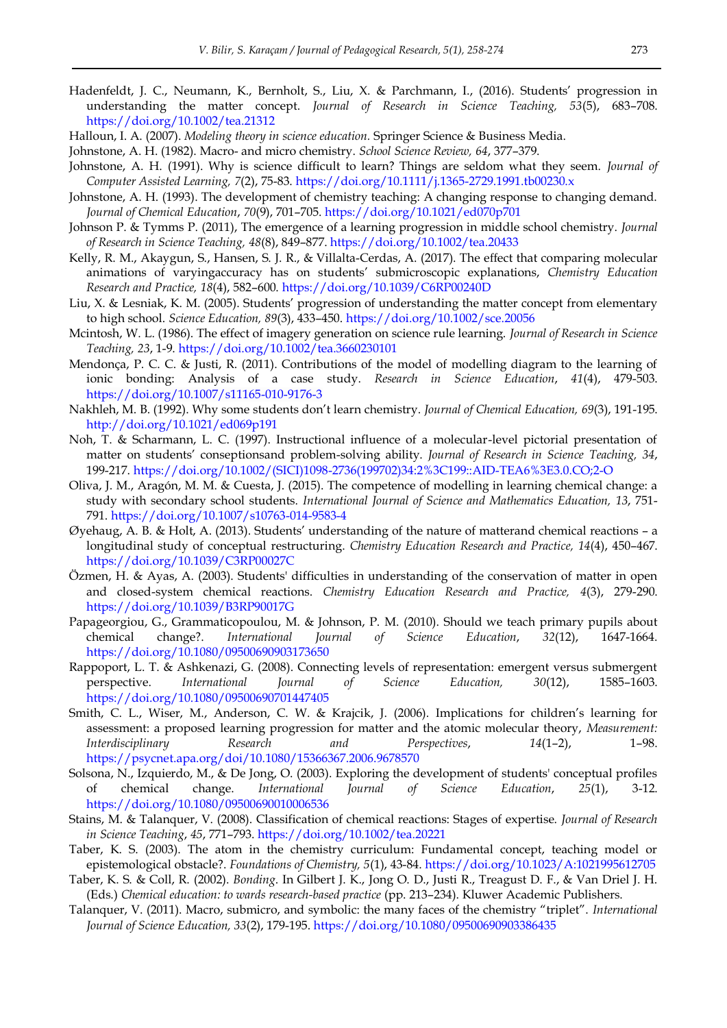Hadenfeldt, J. C., Neumann, K., Bernholt, S., Liu, X. & Parchmann, I., (2016). Students' progression in understanding the matter concept. *Journal of Research in Science Teaching, 53*(5), 683–708. https://doi.org/10.1002/tea.21312

Halloun, I. A. (2007). *Modeling theory in science education.* Springer Science & Business Media.

Johnstone, A. H. (1982). Macro- and micro chemistry. *School Science Review, 64*, 377–379.

Johnstone, A. H. (1991). Why is science difficult to learn? Things are seldom what they seem. *Journal of Computer Assisted Learning, 7*(2), 75-83. https://doi.org/10.1111/j.1365-2729.1991.tb00230.x

Johnstone, A. H. (1993). The development of chemistry teaching: A changing response to changing demand. *Journal of Chemical Education*, *70*(9), 701–705. https://doi.org/10.1021/ed070p701

Johnson P. & Tymms P. (2011), The emergence of a learning progression in middle school chemistry. *Journal of Research in Science Teaching, 48*(8), 849–877. https://doi.org/10.1002/tea.20433

Kelly, R. M., Akaygun, S., Hansen, S. J. R., & Villalta-Cerdas, A. (2017). The effect that comparing molecular animations of varyingaccuracy has on students' submicroscopic explanations, *Chemistry Education Research and Practice, 18*(4), 582–600. https://doi.org/10.1039/C6RP00240D

Liu, X. & Lesniak, K. M. (2005). Students' progression of understanding the matter concept from elementary to high school. *Science Education, 89*(3), 433–450. https://doi.org/10.1002/sce.20056

Mcintosh, W. L. (1986). The effect of imagery generation on science rule learning. *Journal of Research in Science Teaching, 23*, 1-9. https://doi.org/10.1002/tea.3660230101

Mendonça, P. C. C. & Justi, R. (2011). Contributions of the model of modelling diagram to the learning of ionic bonding: Analysis of a case study. *Research in Science Education*, *41*(4), 479-503. https://doi.org/10.1007/s11165-010-9176-3

Nakhleh, M. B. (1992). Why some students don't learn chemistry. *Journal of Chemical Education, 69*(3), 191-195. http://doi.org/10.1021/ed069p191

Noh, T. & Scharmann, L. C. (1997). Instructional influence of a molecular-level pictorial presentation of matter on students' conseptionsand problem-solving ability. *Journal of Research in Science Teaching, 34*, 199-217. https://doi.org/10.1002/(SICI)1098-2736(199702)34:2%3C199::AID-TEA6%3E3.0.CO;2-O

Oliva, J. M., Aragón, M. M. & Cuesta, J. (2015). The competence of modelling in learning chemical change: a study with secondary school students. *International Journal of Science and Mathematics Education, 13*, 751-791. https://doi.org/10.1007/s10763-014-9583-4

Øyehaug, A. B. & Holt, A. (2013). Students' understanding of the nature of matterand chemical reactions – a longitudinal study of conceptual restructuring. *Chemistry Education Research and Practice, 14*(4), 450–467. https://doi.org/10.1039/C3RP00027C

Özmen, H. & Ayas, A. (2003). Students' difficulties in understanding of the conservation of matter in open and closed-system chemical reactions. *Chemistry Education Research and Practice, 4*(3), 279-290. https://doi.org/10.1039/B3RP90017G

Papageorgiou, G., Grammaticopoulou, M. & Johnson, P. M. (2010). Should we teach primary pupils about chemical change?. *International Journal of Science Education*, *32*(12), 1647-1664. https://doi.org/10.1080/09500690903173650

Rappoport, L. T. & Ashkenazi, G. (2008). Connecting levels of representation: emergent versus submergent perspective. *International Journal of Science Education, 30*(12), 1585–1603. https://doi.org/10.1080/09500690701447405

Smith, C. L., Wiser, M., Anderson, C. W. & Krajcik, J. (2006). Implications for children's learning for assessment: a proposed learning progression for matter and the atomic molecular theory, *Measurement: Interdisciplinary Research and Perspectives*, *14*(1–2), 1–98. https://psycnet.apa.org/doi/10.1080/15366367.2006.9678570

Solsona, N., Izquierdo, M., & De Jong, O. (2003). Exploring the development of students' conceptual profiles of chemical change. *International Journal of Science Education*, *25*(1), 3-12. https://doi.org/10.1080/09500690010006536

Stains, M. & Talanquer, V. (2008). Classification of chemical reactions: Stages of expertise. *Journal of Research in Science Teaching*, *45*, 771–793. https://doi.org/10.1002/tea.20221

Taber, K. S. (2003). The atom in the chemistry curriculum: Fundamental concept, teaching model or epistemological obstacle?. *Foundations of Chemistry, 5*(1), 43-84. https://doi.org/10.1023/A:1021995612705

Taber, K. S. & Coll, R. (2002). *Bonding.* In Gilbert J. K., Jong O. D., Justi R., Treagust D. F., & Van Driel J. H. (Eds.) *Chemical education: to wards research-based practice* (pp. 213–234). Kluwer Academic Publishers.

Talanquer, V. (2011). Macro, submicro, and symbolic: the many faces of the chemistry "triplet". *International Journal of Science Education, 33*(2), 179-195. https://doi.org/10.1080/09500690903386435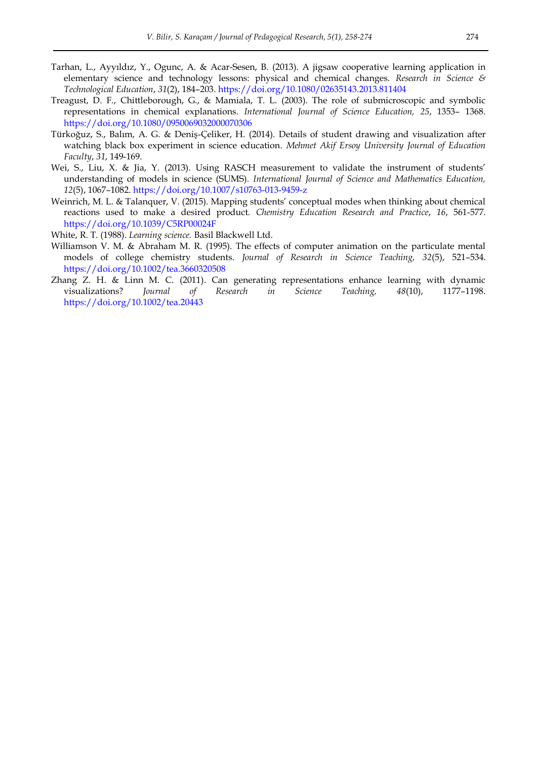Tarhan, L., Ayyıldız, Y., Ogunc, A. & Acar-Sesen, B. (2013). A jigsaw cooperative learning application in elementary science and technology lessons: physical and chemical changes. *Research in Science & Technological Education*, *31*(2), 184–203. https://doi.org/10.1080/02635143.2013.811404

Treagust, D. F., Chittleborough, G., & Mamiala, T. L. (2003). The role of submicroscopic and symbolic representations in chemical explanations. *International Journal of Science Education, 25*, 1353– 1368. https://doi.org/10.1080/0950069032000070306

Türkoğuz, S., Balım, A. G. & Deniş-Çeliker, H. (2014). Details of student drawing and visualization after watching black box experiment in science education. *Mehmet Akif Ersoy University Journal of Education Faculty*, *31*, 149-169.

Wei, S., Liu, X. & Jia, Y. (2013). Using RASCH measurement to validate the instrument of students' understanding of models in science (SUMS). *International Journal of Science and Mathematics Education, 12*(5), 1067–1082. https://doi.org/10.1007/s10763-013-9459-z

Weinrich, M. L. & Talanquer, V. (2015). Mapping students' conceptual modes when thinking about chemical reactions used to make a desired product. *Chemistry Education Research and Practice*, *16*, 561-577. https://doi.org/10.1039/C5RP00024F

White, R. T. (1988). *Learning science.* Basil Blackwell Ltd.

Williamson V. M. & Abraham M. R. (1995). The effects of computer animation on the particulate mental models of college chemistry students. *Journal of Research in Science Teaching, 32*(5), 521–534. https://doi.org/10.1002/tea.3660320508

Zhang Z. H. & Linn M. C. (2011). Can generating representations enhance learning with dynamic visualizations? *Journal of Research in Science Teaching, 48*(10), 1177–1198. https://doi.org/10.1002/tea.20443